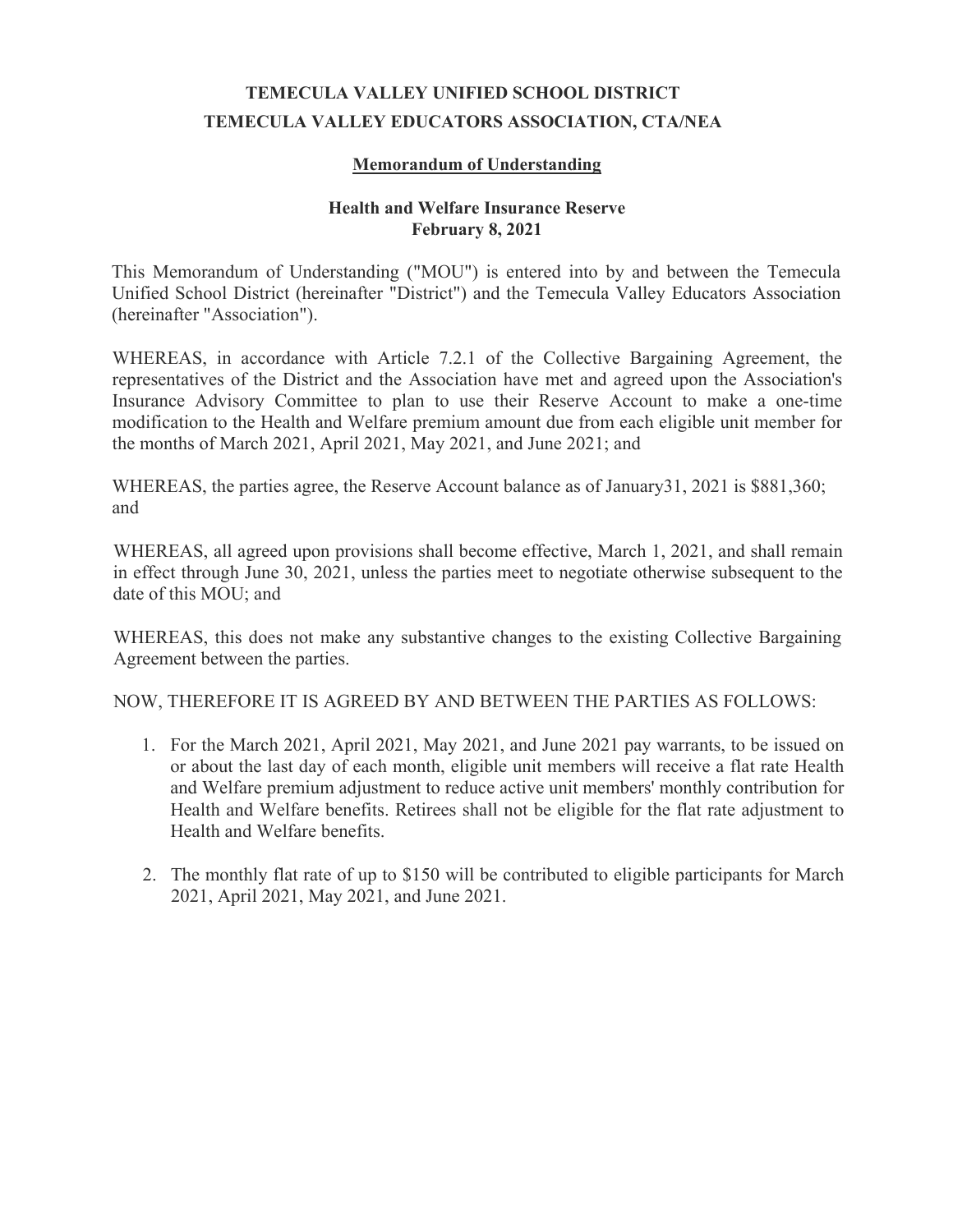**TEMECULA VALLEY UNIFIED SCHOOL DISTRICT**
**TEMECULA VALLEY EDUCATORS ASSOCIATION, CTA/NEA**

**Memorandum of Understanding**

**Health and Welfare Insurance Reserve**
**February 8, 2021**

This Memorandum of Understanding ("MOU") is entered into by and between the Temecula Unified School District (hereinafter "District") and the Temecula Valley Educators Association (hereinafter "Association").

WHEREAS, in accordance with Article 7.2.1 of the Collective Bargaining Agreement, the representatives of the District and the Association have met and agreed upon the Association's Insurance Advisory Committee to plan to use their Reserve Account to make a one-time modification to the Health and Welfare premium amount due from each eligible unit member for the months of March 2021, April 2021, May 2021, and June 2021; and

WHEREAS, the parties agree, the Reserve Account balance as of January31, 2021 is $881,360; and

WHEREAS, all agreed upon provisions shall become effective, March 1, 2021, and shall remain in effect through June 30, 2021, unless the parties meet to negotiate otherwise subsequent to the date of this MOU; and

WHEREAS, this does not make any substantive changes to the existing Collective Bargaining Agreement between the parties.

NOW, THEREFORE IT IS AGREED BY AND BETWEEN THE PARTIES AS FOLLOWS:

1. For the March 2021, April 2021, May 2021, and June 2021 pay warrants, to be issued on or about the last day of each month, eligible unit members will receive a flat rate Health and Welfare premium adjustment to reduce active unit members' monthly contribution for Health and Welfare benefits. Retirees shall not be eligible for the flat rate adjustment to Health and Welfare benefits.

2. The monthly flat rate of up to $150 will be contributed to eligible participants for March 2021, April 2021, May 2021, and June 2021.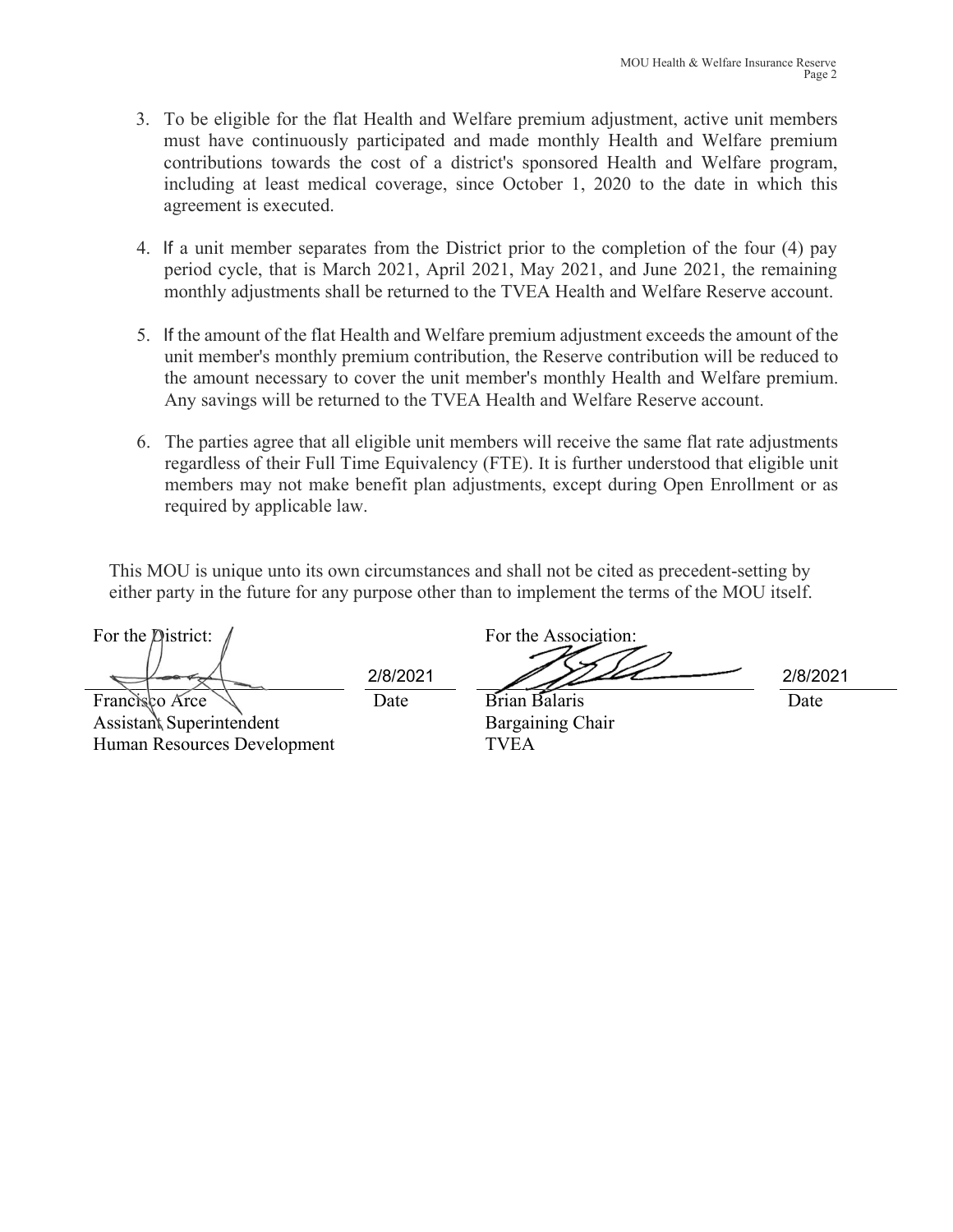3. To be eligible for the flat Health and Welfare premium adjustment, active unit members must have continuously participated and made monthly Health and Welfare premium contributions towards the cost of a district's sponsored Health and Welfare program, including at least medical coverage, since October 1, 2020 to the date in which this agreement is executed.

4. If a unit member separates from the District prior to the completion of the four (4) pay period cycle, that is March 2021, April 2021, May 2021, and June 2021, the remaining monthly adjustments shall be returned to the TVEA Health and Welfare Reserve account.

5. If the amount of the flat Health and Welfare premium adjustment exceeds the amount of the unit member's monthly premium contribution, the Reserve contribution will be reduced to the amount necessary to cover the unit member's monthly Health and Welfare premium. Any savings will be returned to the TVEA Health and Welfare Reserve account.

6. The parties agree that all eligible unit members will receive the same flat rate adjustments regardless of their Full Time Equivalency (FTE). It is further understood that eligible unit members may not make benefit plan adjustments, except during Open Enrollment or as required by applicable law.

This MOU is unique unto its own circumstances and shall not be cited as precedent-setting by either party in the future for any purpose other than to implement the terms of the MOU itself.

| For the District: | | For the Association: | |
|---|---|---|---|
| _____________________ | 2/8/2021 | _____________________ | 2/8/2021 |
| Francisco Arce | Date | Brian Balaris | Date |
| Assistant Superintendent | | Bargaining Chair | |
| Human Resources Development | | TVEA | |